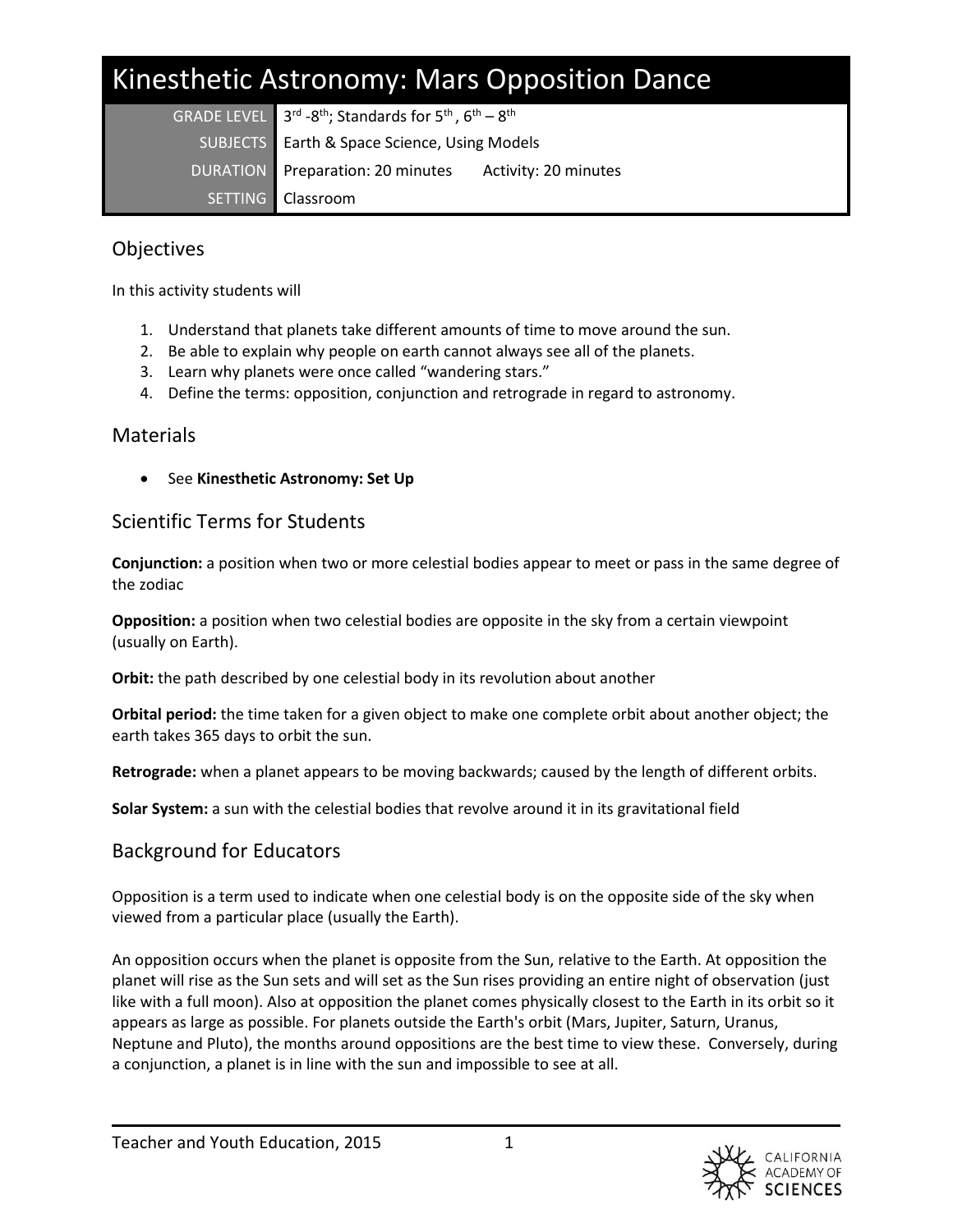# Kinesthetic Astronomy: Mars Opposition Dance

| | |
|---|---|
| GRADE LEVEL | 3rd -8th; Standards for 5th, 6th – 8th |
| SUBJECTS | Earth & Space Science, Using Models |
| DURATION | Preparation: 20 minutes     Activity: 20 minutes |
| SETTING | Classroom |

## Objectives

In this activity students will

1. Understand that planets take different amounts of time to move around the sun.
2. Be able to explain why people on earth cannot always see all of the planets.
3. Learn why planets were once called "wandering stars."
4. Define the terms: opposition, conjunction and retrograde in regard to astronomy.

## Materials

- See **Kinesthetic Astronomy: Set Up**

## Scientific Terms for Students

**Conjunction:** a position when two or more celestial bodies appear to meet or pass in the same degree of the zodiac

**Opposition:** a position when two celestial bodies are opposite in the sky from a certain viewpoint (usually on Earth).

**Orbit:** the path described by one celestial body in its revolution about another

**Orbital period:** the time taken for a given object to make one complete orbit about another object; the earth takes 365 days to orbit the sun.

**Retrograde:** when a planet appears to be moving backwards; caused by the length of different orbits.

**Solar System:** a sun with the celestial bodies that revolve around it in its gravitational field

## Background for Educators

Opposition is a term used to indicate when one celestial body is on the opposite side of the sky when viewed from a particular place (usually the Earth).

An opposition occurs when the planet is opposite from the Sun, relative to the Earth. At opposition the planet will rise as the Sun sets and will set as the Sun rises providing an entire night of observation (just like with a full moon). Also at opposition the planet comes physically closest to the Earth in its orbit so it appears as large as possible. For planets outside the Earth's orbit (Mars, Jupiter, Saturn, Uranus, Neptune and Pluto), the months around oppositions are the best time to view these. Conversely, during a conjunction, a planet is in line with the sun and impossible to see at all.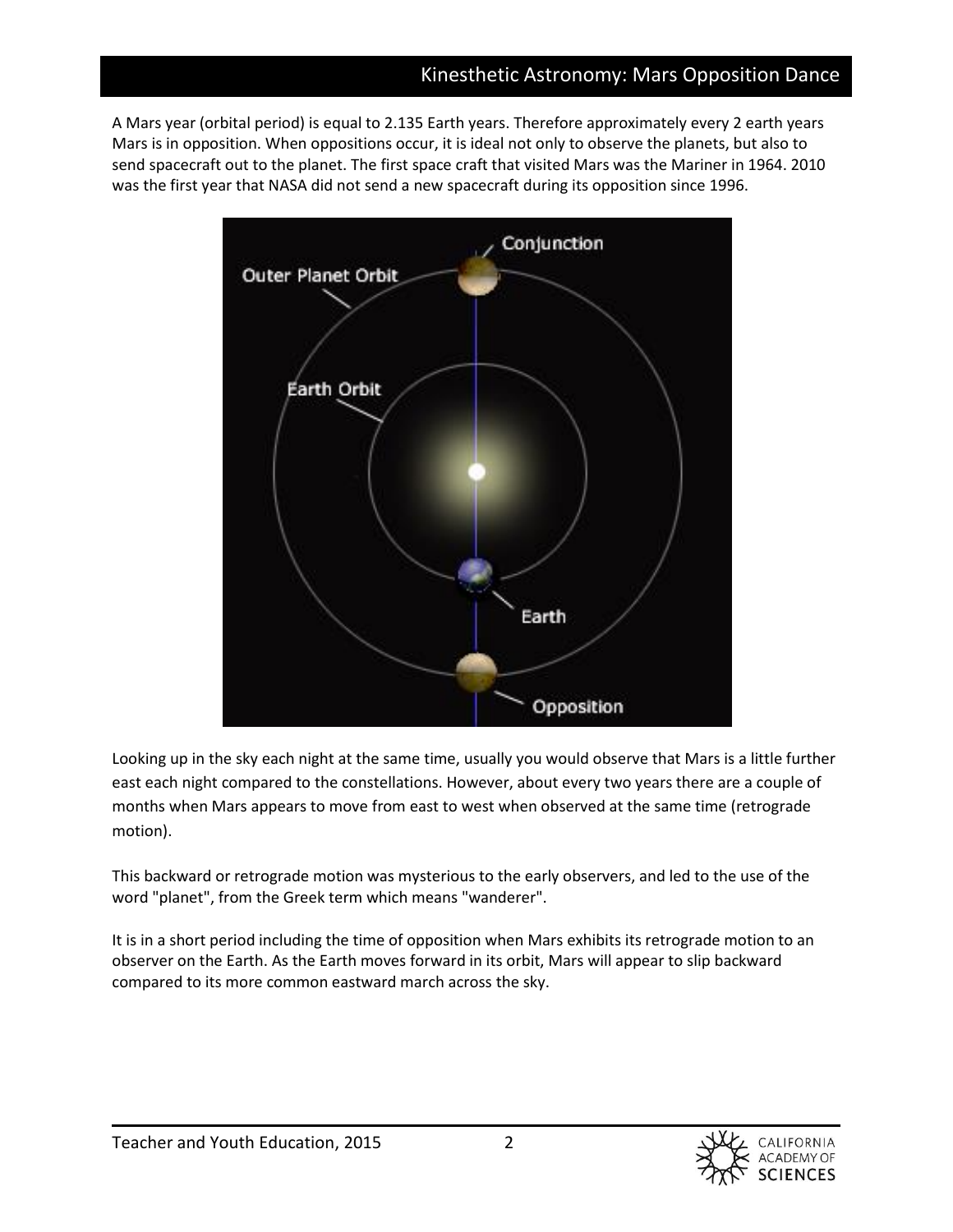A Mars year (orbital period) is equal to 2.135 Earth years. Therefore approximately every 2 earth years Mars is in opposition. When oppositions occur, it is ideal not only to observe the planets, but also to send spacecraft out to the planet. The first space craft that visited Mars was the Mariner in 1964. 2010 was the first year that NASA did not send a new spacecraft during its opposition since 1996.

Looking up in the sky each night at the same time, usually you would observe that Mars is a little further east each night compared to the constellations. However, about every two years there are a couple of months when Mars appears to move from east to west when observed at the same time (retrograde motion).

This backward or retrograde motion was mysterious to the early observers, and led to the use of the word "planet", from the Greek term which means "wanderer".

It is in a short period including the time of opposition when Mars exhibits its retrograde motion to an observer on the Earth. As the Earth moves forward in its orbit, Mars will appear to slip backward compared to its more common eastward march across the sky.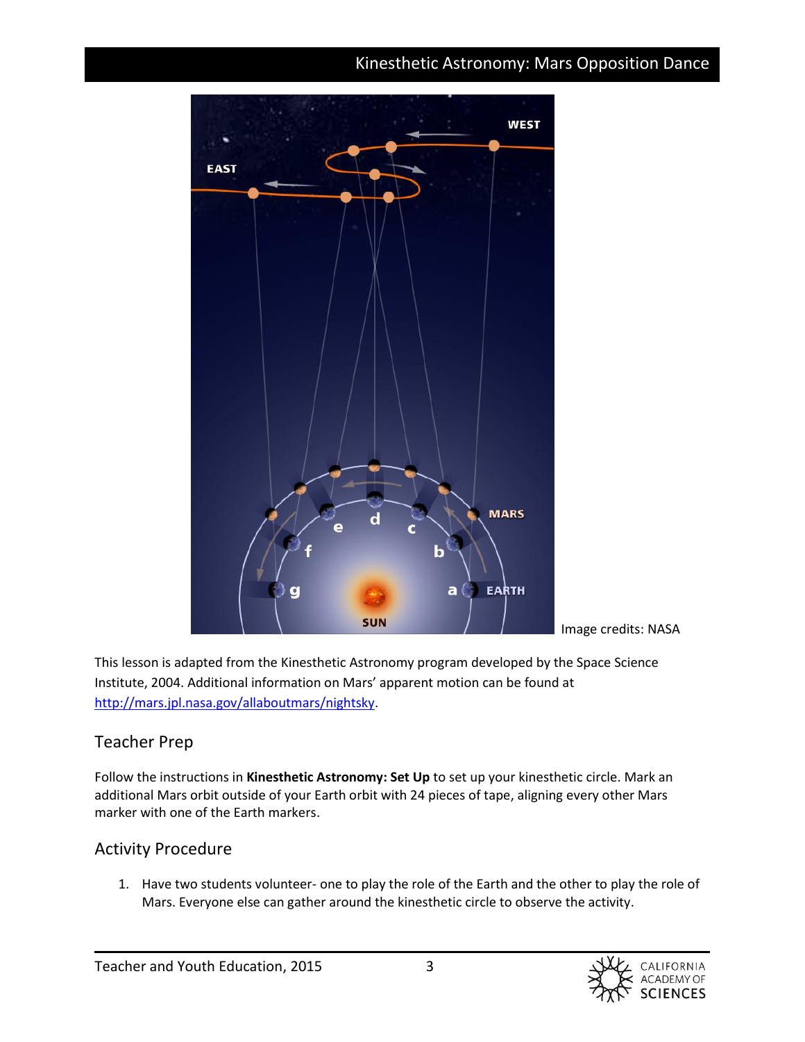Image credits: NASA

This lesson is adapted from the Kinesthetic Astronomy program developed by the Space Science Institute, 2004. Additional information on Mars' apparent motion can be found at http://mars.jpl.nasa.gov/allaboutmars/nightsky.

## Teacher Prep

Follow the instructions in **Kinesthetic Astronomy: Set Up** to set up your kinesthetic circle. Mark an additional Mars orbit outside of your Earth orbit with 24 pieces of tape, aligning every other Mars marker with one of the Earth markers.

## Activity Procedure

1. Have two students volunteer- one to play the role of the Earth and the other to play the role of Mars. Everyone else can gather around the kinesthetic circle to observe the activity.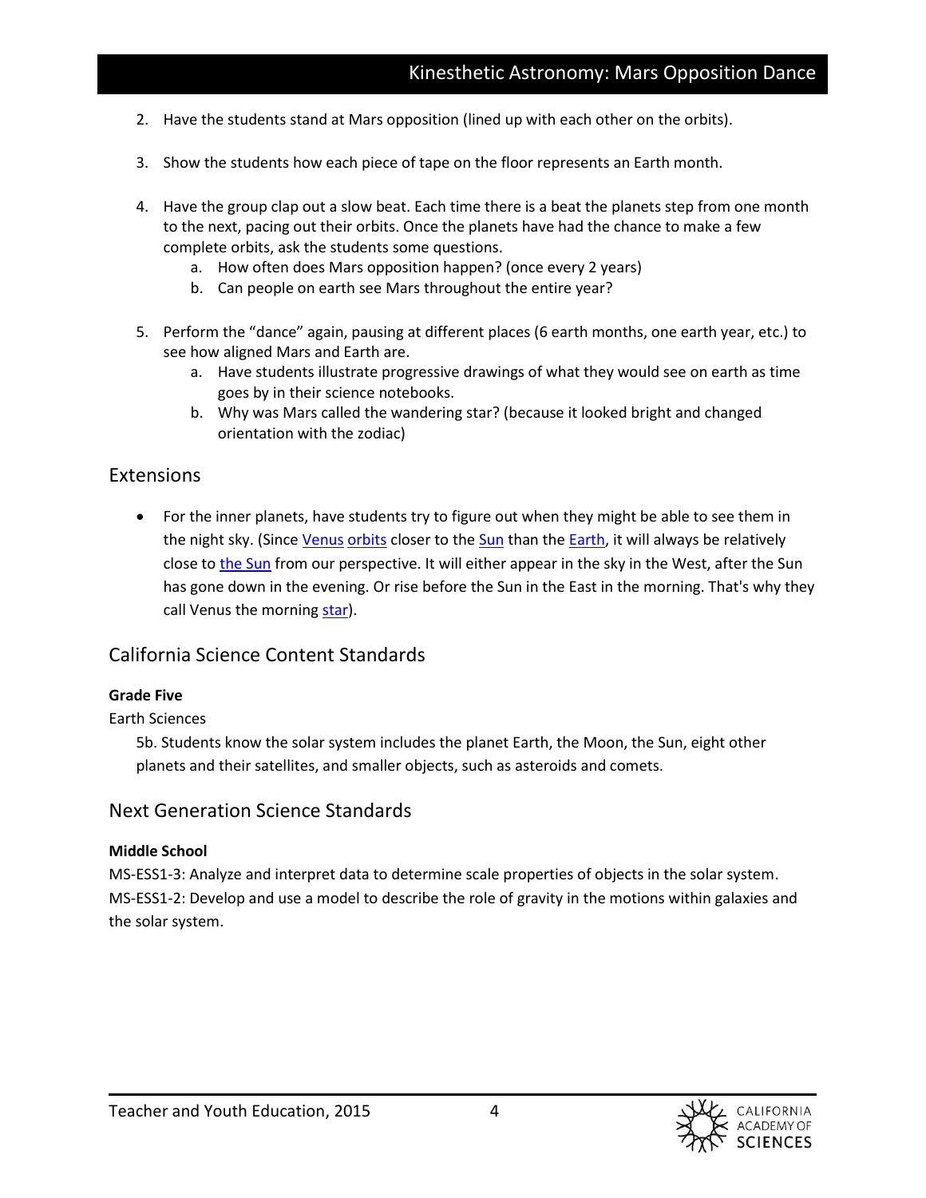2. Have the students stand at Mars opposition (lined up with each other on the orbits).

3. Show the students how each piece of tape on the floor represents an Earth month.

4. Have the group clap out a slow beat. Each time there is a beat the planets step from one month to the next, pacing out their orbits. Once the planets have had the chance to make a few complete orbits, ask the students some questions.
   a. How often does Mars opposition happen? (once every 2 years)
   b. Can people on earth see Mars throughout the entire year?

5. Perform the "dance" again, pausing at different places (6 earth months, one earth year, etc.) to see how aligned Mars and Earth are.
   a. Have students illustrate progressive drawings of what they would see on earth as time goes by in their science notebooks.
   b. Why was Mars called the wandering star? (because it looked bright and changed orientation with the zodiac)

## Extensions

- For the inner planets, have students try to figure out when they might be able to see them in the night sky. (Since Venus orbits closer to the Sun than the Earth, it will always be relatively close to the Sun from our perspective. It will either appear in the sky in the West, after the Sun has gone down in the evening. Or rise before the Sun in the East in the morning. That's why they call Venus the morning star).

## California Science Content Standards

**Grade Five**

Earth Sciences

5b. Students know the solar system includes the planet Earth, the Moon, the Sun, eight other planets and their satellites, and smaller objects, such as asteroids and comets.

## Next Generation Science Standards

**Middle School**

MS-ESS1-3: Analyze and interpret data to determine scale properties of objects in the solar system.
MS-ESS1-2: Develop and use a model to describe the role of gravity in the motions within galaxies and the solar system.